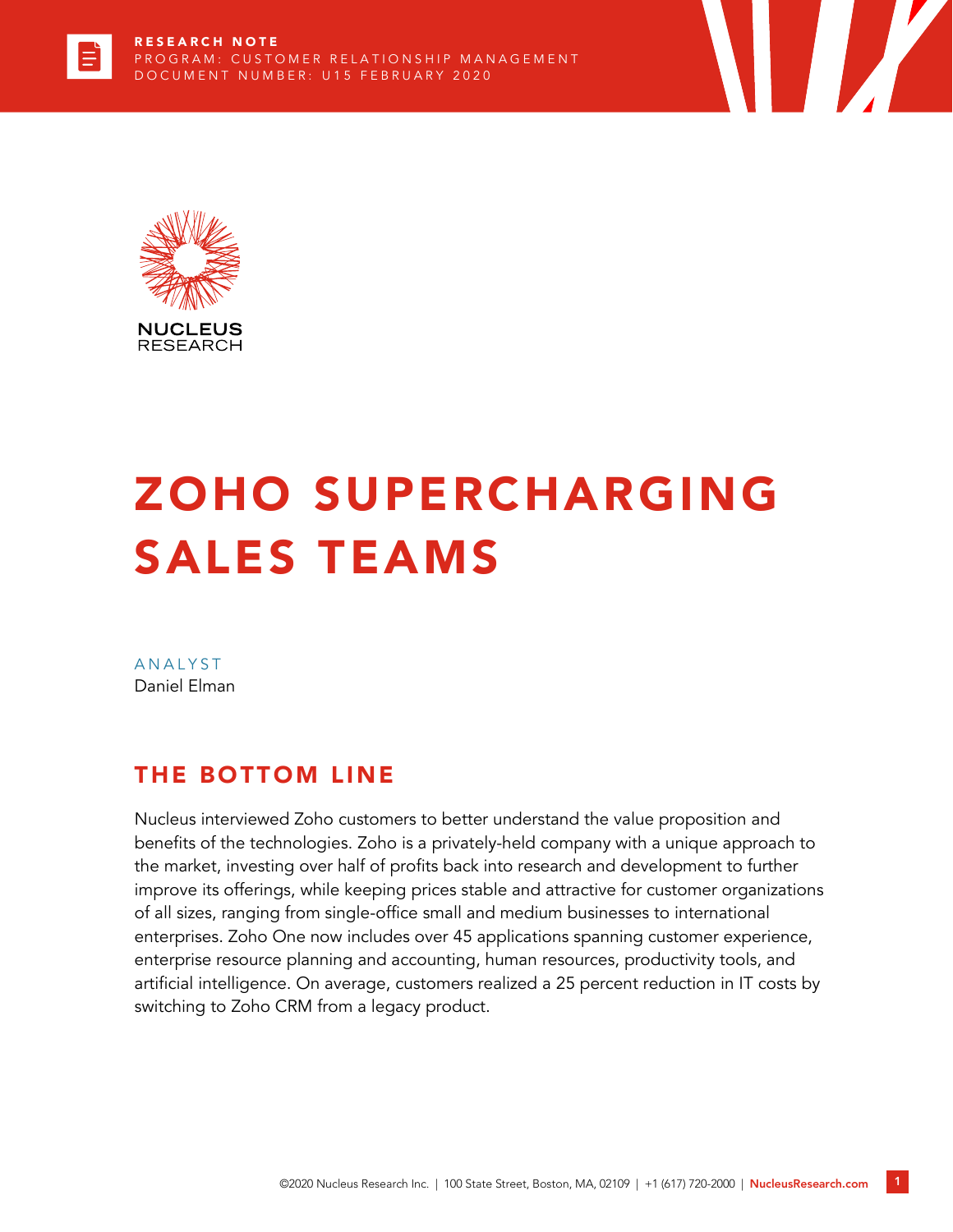RESEARCH NOTE
PROGRAM: CUSTOMER RELATIONSHIP MANAGEMENT
DOCUMENT NUMBER: U15 FEBRUARY 2020

NUCLEUS RESEARCH

# ZOHO SUPERCHARGING SALES TEAMS

ANALYST
Daniel Elman

## THE BOTTOM LINE

Nucleus interviewed Zoho customers to better understand the value proposition and benefits of the technologies. Zoho is a privately-held company with a unique approach to the market, investing over half of profits back into research and development to further improve its offerings, while keeping prices stable and attractive for customer organizations of all sizes, ranging from single-office small and medium businesses to international enterprises. Zoho One now includes over 45 applications spanning customer experience, enterprise resource planning and accounting, human resources, productivity tools, and artificial intelligence. On average, customers realized a 25 percent reduction in IT costs by switching to Zoho CRM from a legacy product.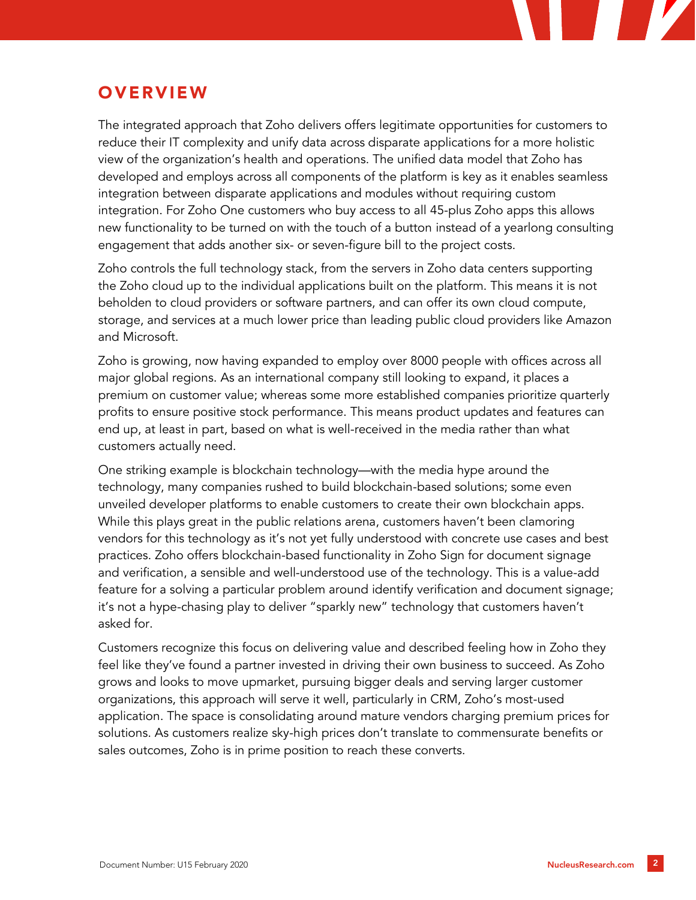## OVERVIEW

The integrated approach that Zoho delivers offers legitimate opportunities for customers to reduce their IT complexity and unify data across disparate applications for a more holistic view of the organization's health and operations. The unified data model that Zoho has developed and employs across all components of the platform is key as it enables seamless integration between disparate applications and modules without requiring custom integration. For Zoho One customers who buy access to all 45-plus Zoho apps this allows new functionality to be turned on with the touch of a button instead of a yearlong consulting engagement that adds another six- or seven-figure bill to the project costs.

Zoho controls the full technology stack, from the servers in Zoho data centers supporting the Zoho cloud up to the individual applications built on the platform. This means it is not beholden to cloud providers or software partners, and can offer its own cloud compute, storage, and services at a much lower price than leading public cloud providers like Amazon and Microsoft.

Zoho is growing, now having expanded to employ over 8000 people with offices across all major global regions. As an international company still looking to expand, it places a premium on customer value; whereas some more established companies prioritize quarterly profits to ensure positive stock performance. This means product updates and features can end up, at least in part, based on what is well-received in the media rather than what customers actually need.

One striking example is blockchain technology—with the media hype around the technology, many companies rushed to build blockchain-based solutions; some even unveiled developer platforms to enable customers to create their own blockchain apps. While this plays great in the public relations arena, customers haven't been clamoring vendors for this technology as it's not yet fully understood with concrete use cases and best practices. Zoho offers blockchain-based functionality in Zoho Sign for document signage and verification, a sensible and well-understood use of the technology. This is a value-add feature for a solving a particular problem around identify verification and document signage; it's not a hype-chasing play to deliver "sparkly new" technology that customers haven't asked for.

Customers recognize this focus on delivering value and described feeling how in Zoho they feel like they've found a partner invested in driving their own business to succeed. As Zoho grows and looks to move upmarket, pursuing bigger deals and serving larger customer organizations, this approach will serve it well, particularly in CRM, Zoho's most-used application. The space is consolidating around mature vendors charging premium prices for solutions. As customers realize sky-high prices don't translate to commensurate benefits or sales outcomes, Zoho is in prime position to reach these converts.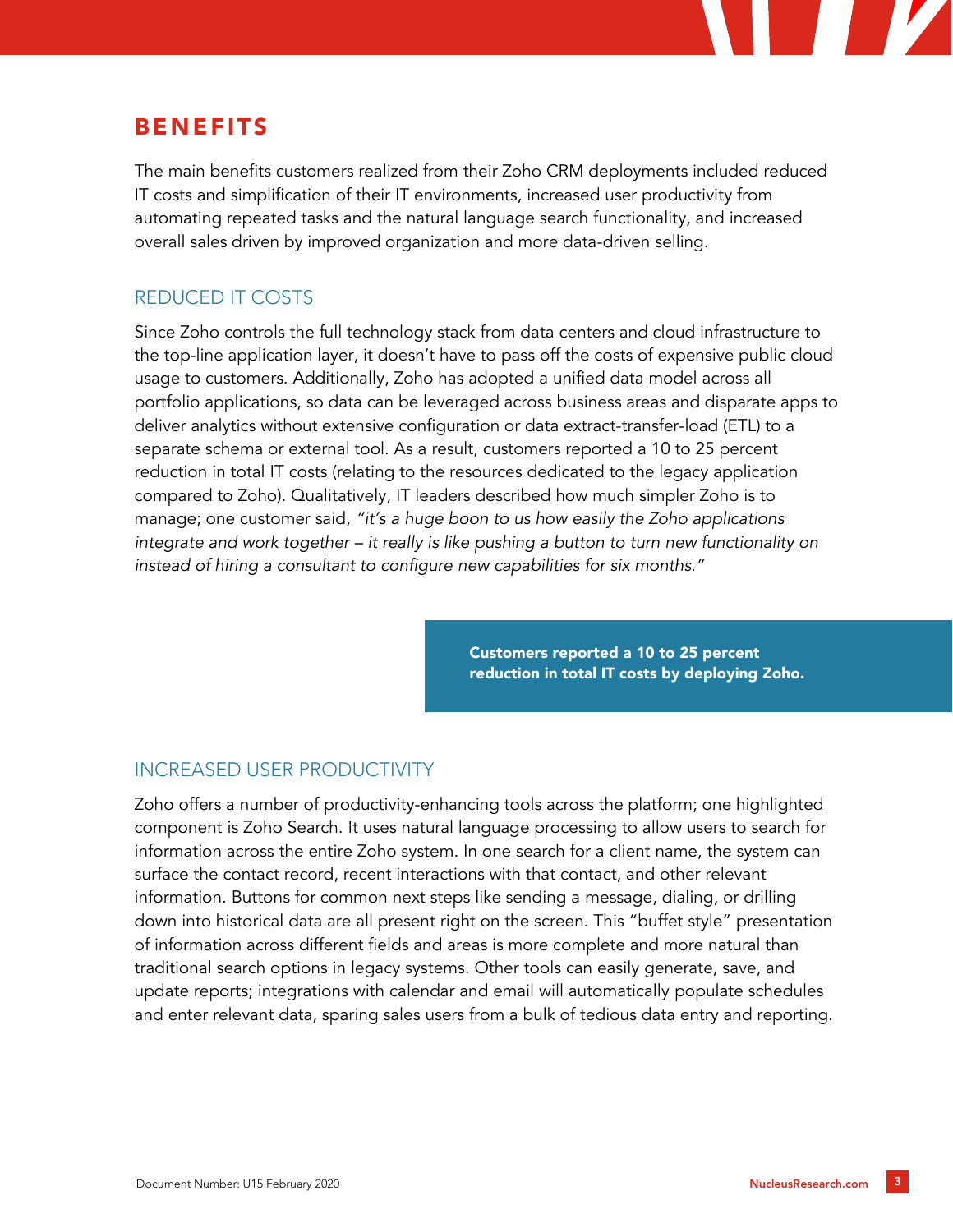## BENEFITS

The main benefits customers realized from their Zoho CRM deployments included reduced IT costs and simplification of their IT environments, increased user productivity from automating repeated tasks and the natural language search functionality, and increased overall sales driven by improved organization and more data-driven selling.

### REDUCED IT COSTS

Since Zoho controls the full technology stack from data centers and cloud infrastructure to the top-line application layer, it doesn't have to pass off the costs of expensive public cloud usage to customers. Additionally, Zoho has adopted a unified data model across all portfolio applications, so data can be leveraged across business areas and disparate apps to deliver analytics without extensive configuration or data extract-transfer-load (ETL) to a separate schema or external tool. As a result, customers reported a 10 to 25 percent reduction in total IT costs (relating to the resources dedicated to the legacy application compared to Zoho). Qualitatively, IT leaders described how much simpler Zoho is to manage; one customer said, *"it's a huge boon to us how easily the Zoho applications integrate and work together – it really is like pushing a button to turn new functionality on instead of hiring a consultant to configure new capabilities for six months."*

**Customers reported a 10 to 25 percent reduction in total IT costs by deploying Zoho.**

### INCREASED USER PRODUCTIVITY

Zoho offers a number of productivity-enhancing tools across the platform; one highlighted component is Zoho Search. It uses natural language processing to allow users to search for information across the entire Zoho system. In one search for a client name, the system can surface the contact record, recent interactions with that contact, and other relevant information. Buttons for common next steps like sending a message, dialing, or drilling down into historical data are all present right on the screen. This "buffet style" presentation of information across different fields and areas is more complete and more natural than traditional search options in legacy systems. Other tools can easily generate, save, and update reports; integrations with calendar and email will automatically populate schedules and enter relevant data, sparing sales users from a bulk of tedious data entry and reporting.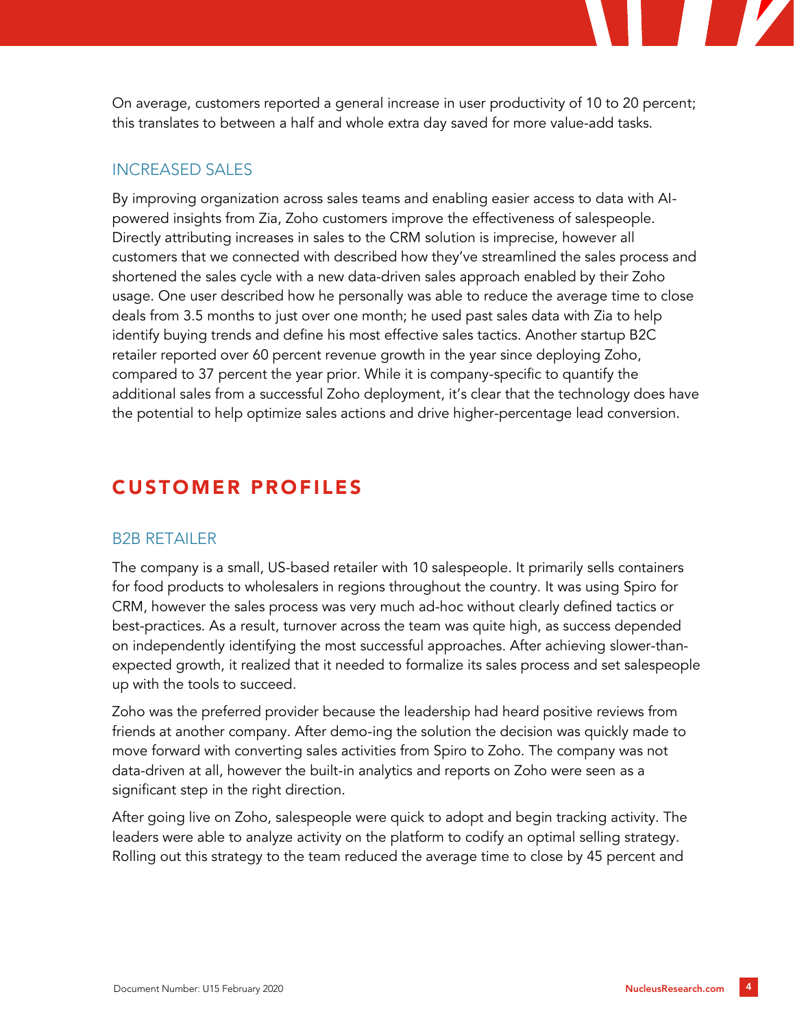On average, customers reported a general increase in user productivity of 10 to 20 percent; this translates to between a half and whole extra day saved for more value-add tasks.

### INCREASED SALES

By improving organization across sales teams and enabling easier access to data with AI-powered insights from Zia, Zoho customers improve the effectiveness of salespeople. Directly attributing increases in sales to the CRM solution is imprecise, however all customers that we connected with described how they've streamlined the sales process and shortened the sales cycle with a new data-driven sales approach enabled by their Zoho usage. One user described how he personally was able to reduce the average time to close deals from 3.5 months to just over one month; he used past sales data with Zia to help identify buying trends and define his most effective sales tactics. Another startup B2C retailer reported over 60 percent revenue growth in the year since deploying Zoho, compared to 37 percent the year prior. While it is company-specific to quantify the additional sales from a successful Zoho deployment, it's clear that the technology does have the potential to help optimize sales actions and drive higher-percentage lead conversion.

## CUSTOMER PROFILES

### B2B RETAILER

The company is a small, US-based retailer with 10 salespeople. It primarily sells containers for food products to wholesalers in regions throughout the country. It was using Spiro for CRM, however the sales process was very much ad-hoc without clearly defined tactics or best-practices. As a result, turnover across the team was quite high, as success depended on independently identifying the most successful approaches. After achieving slower-than-expected growth, it realized that it needed to formalize its sales process and set salespeople up with the tools to succeed.

Zoho was the preferred provider because the leadership had heard positive reviews from friends at another company. After demo-ing the solution the decision was quickly made to move forward with converting sales activities from Spiro to Zoho. The company was not data-driven at all, however the built-in analytics and reports on Zoho were seen as a significant step in the right direction.

After going live on Zoho, salespeople were quick to adopt and begin tracking activity. The leaders were able to analyze activity on the platform to codify an optimal selling strategy. Rolling out this strategy to the team reduced the average time to close by 45 percent and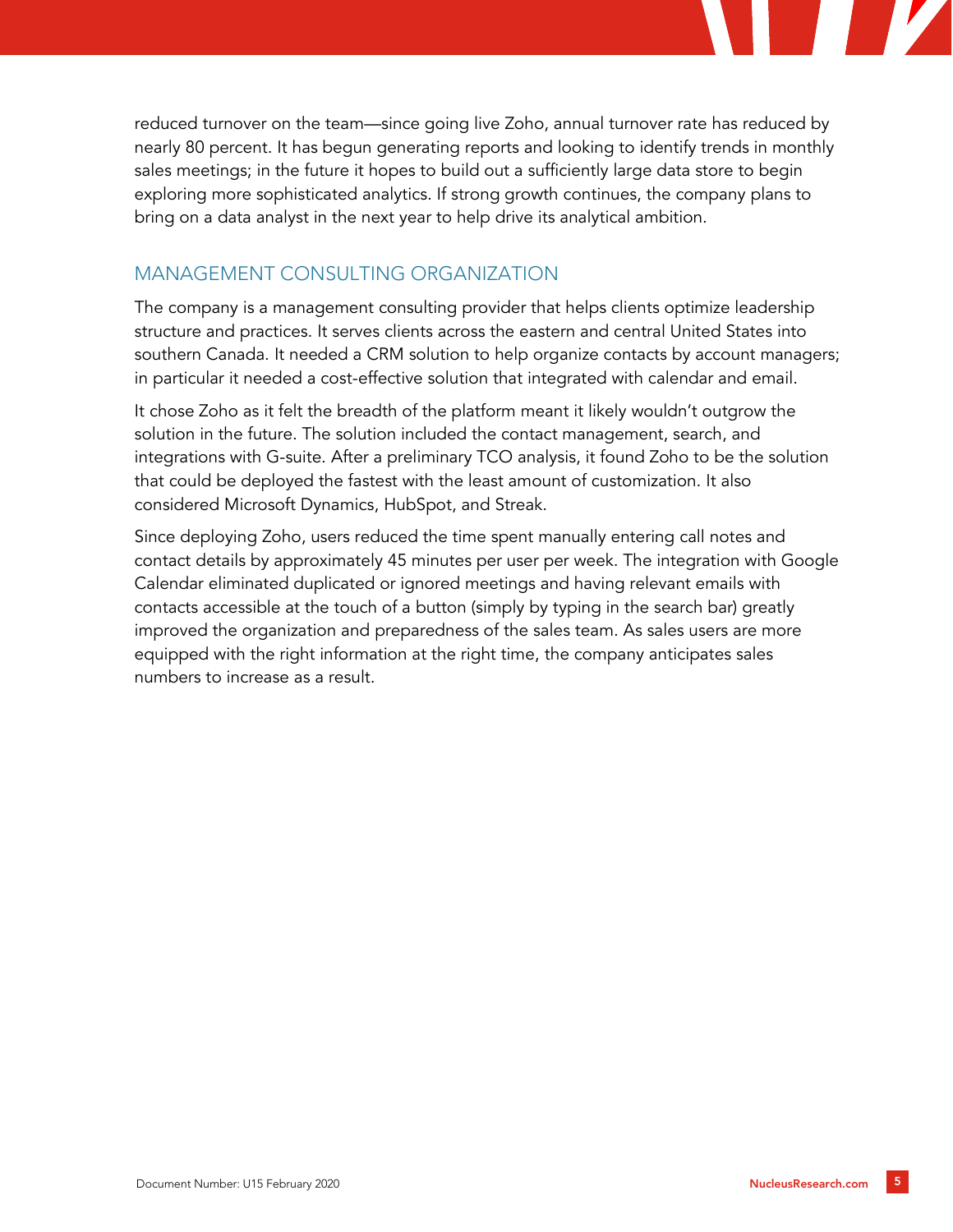reduced turnover on the team—since going live Zoho, annual turnover rate has reduced by nearly 80 percent. It has begun generating reports and looking to identify trends in monthly sales meetings; in the future it hopes to build out a sufficiently large data store to begin exploring more sophisticated analytics. If strong growth continues, the company plans to bring on a data analyst in the next year to help drive its analytical ambition.

## MANAGEMENT CONSULTING ORGANIZATION

The company is a management consulting provider that helps clients optimize leadership structure and practices. It serves clients across the eastern and central United States into southern Canada. It needed a CRM solution to help organize contacts by account managers; in particular it needed a cost-effective solution that integrated with calendar and email.

It chose Zoho as it felt the breadth of the platform meant it likely wouldn't outgrow the solution in the future. The solution included the contact management, search, and integrations with G-suite. After a preliminary TCO analysis, it found Zoho to be the solution that could be deployed the fastest with the least amount of customization. It also considered Microsoft Dynamics, HubSpot, and Streak.

Since deploying Zoho, users reduced the time spent manually entering call notes and contact details by approximately 45 minutes per user per week. The integration with Google Calendar eliminated duplicated or ignored meetings and having relevant emails with contacts accessible at the touch of a button (simply by typing in the search bar) greatly improved the organization and preparedness of the sales team. As sales users are more equipped with the right information at the right time, the company anticipates sales numbers to increase as a result.